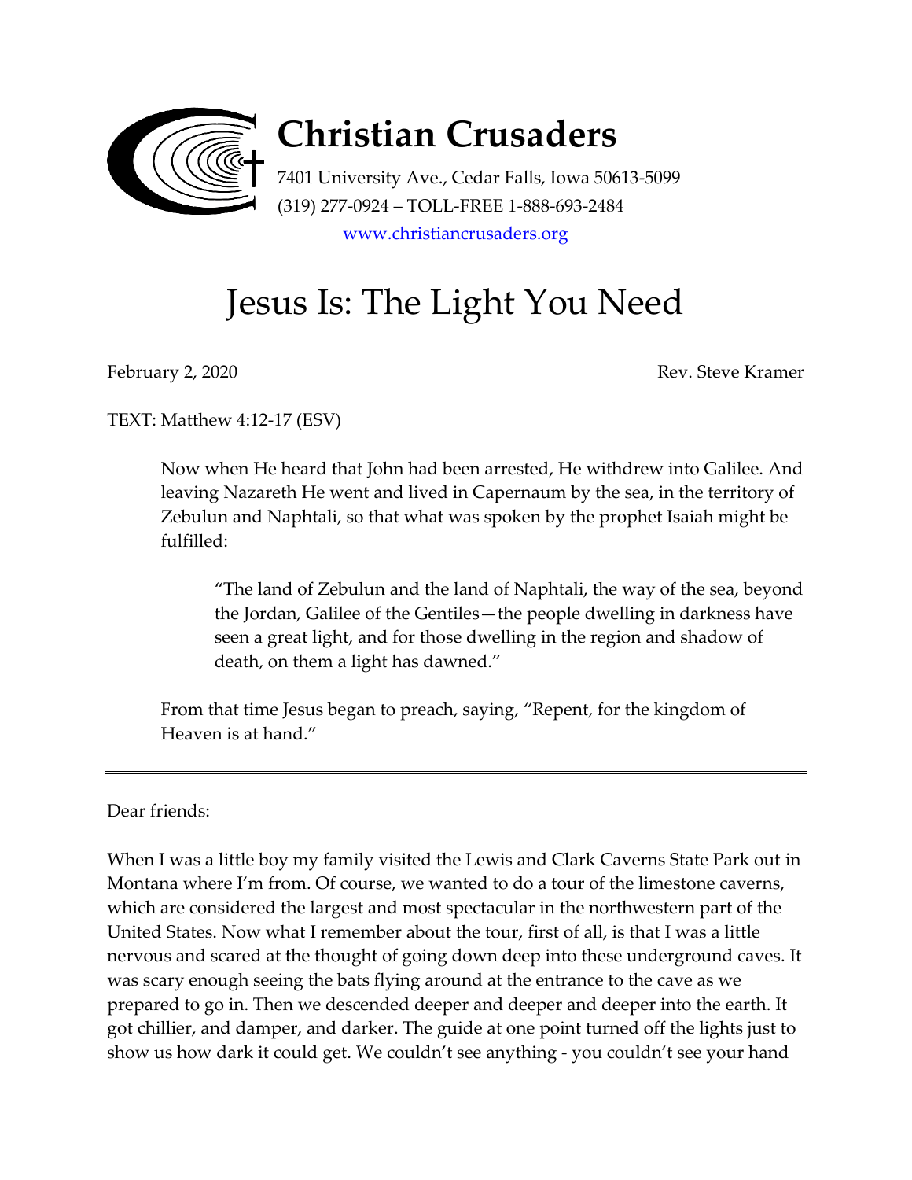# Christian Crusaders

7401 University Ave., Cedar Falls, Iowa 50613-5099
(319) 277-0924 – TOLL-FREE 1-888-693-2484
[www.christiancrusaders.org](http://www.christiancrusaders.org)

# Jesus Is: The Light You Need

February 2, 2020 Rev. Steve Kramer

TEXT: Matthew 4:12-17 (ESV)

> Now when He heard that John had been arrested, He withdrew into Galilee. And leaving Nazareth He went and lived in Capernaum by the sea, in the territory of Zebulun and Naphtali, so that what was spoken by the prophet Isaiah might be fulfilled:
>
> > "The land of Zebulun and the land of Naphtali, the way of the sea, beyond the Jordan, Galilee of the Gentiles—the people dwelling in darkness have seen a great light, and for those dwelling in the region and shadow of death, on them a light has dawned."
>
> From that time Jesus began to preach, saying, "Repent, for the kingdom of Heaven is at hand."

---

Dear friends:

When I was a little boy my family visited the Lewis and Clark Caverns State Park out in Montana where I'm from. Of course, we wanted to do a tour of the limestone caverns, which are considered the largest and most spectacular in the northwestern part of the United States. Now what I remember about the tour, first of all, is that I was a little nervous and scared at the thought of going down deep into these underground caves. It was scary enough seeing the bats flying around at the entrance to the cave as we prepared to go in. Then we descended deeper and deeper and deeper into the earth. It got chillier, and damper, and darker. The guide at one point turned off the lights just to show us how dark it could get. We couldn't see anything - you couldn't see your hand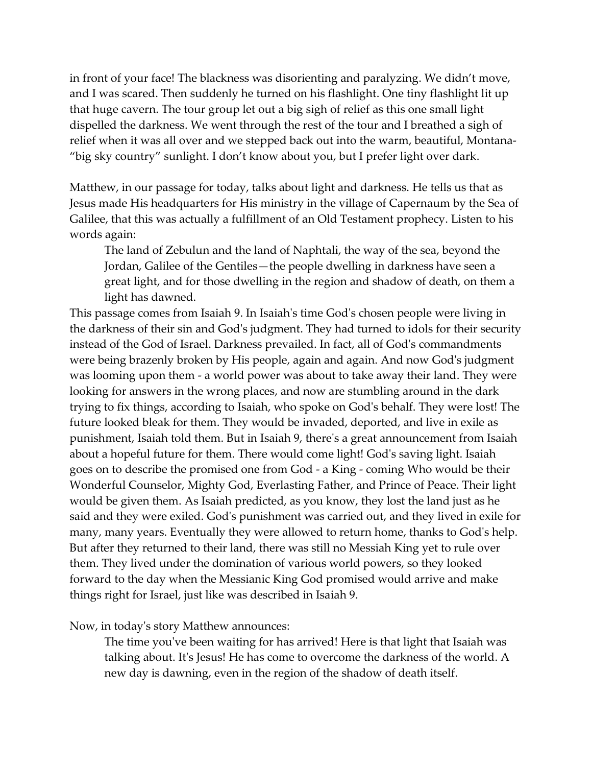in front of your face! The blackness was disorienting and paralyzing. We didn't move, and I was scared. Then suddenly he turned on his flashlight. One tiny flashlight lit up that huge cavern. The tour group let out a big sigh of relief as this one small light dispelled the darkness. We went through the rest of the tour and I breathed a sigh of relief when it was all over and we stepped back out into the warm, beautiful, Montana- "big sky country" sunlight. I don't know about you, but I prefer light over dark.

Matthew, in our passage for today, talks about light and darkness. He tells us that as Jesus made His headquarters for His ministry in the village of Capernaum by the Sea of Galilee, that this was actually a fulfillment of an Old Testament prophecy. Listen to his words again:

> The land of Zebulun and the land of Naphtali, the way of the sea, beyond the Jordan, Galilee of the Gentiles—the people dwelling in darkness have seen a great light, and for those dwelling in the region and shadow of death, on them a light has dawned.

This passage comes from Isaiah 9. In Isaiah's time God's chosen people were living in the darkness of their sin and God's judgment. They had turned to idols for their security instead of the God of Israel. Darkness prevailed. In fact, all of God's commandments were being brazenly broken by His people, again and again. And now God's judgment was looming upon them - a world power was about to take away their land. They were looking for answers in the wrong places, and now are stumbling around in the dark trying to fix things, according to Isaiah, who spoke on God's behalf. They were lost! The future looked bleak for them. They would be invaded, deported, and live in exile as punishment, Isaiah told them. But in Isaiah 9, there's a great announcement from Isaiah about a hopeful future for them. There would come light! God's saving light. Isaiah goes on to describe the promised one from God - a King - coming Who would be their Wonderful Counselor, Mighty God, Everlasting Father, and Prince of Peace. Their light would be given them. As Isaiah predicted, as you know, they lost the land just as he said and they were exiled. God's punishment was carried out, and they lived in exile for many, many years. Eventually they were allowed to return home, thanks to God's help. But after they returned to their land, there was still no Messiah King yet to rule over them. They lived under the domination of various world powers, so they looked forward to the day when the Messianic King God promised would arrive and make things right for Israel, just like was described in Isaiah 9.

Now, in today's story Matthew announces:

> The time you've been waiting for has arrived! Here is that light that Isaiah was talking about. It's Jesus! He has come to overcome the darkness of the world. A new day is dawning, even in the region of the shadow of death itself.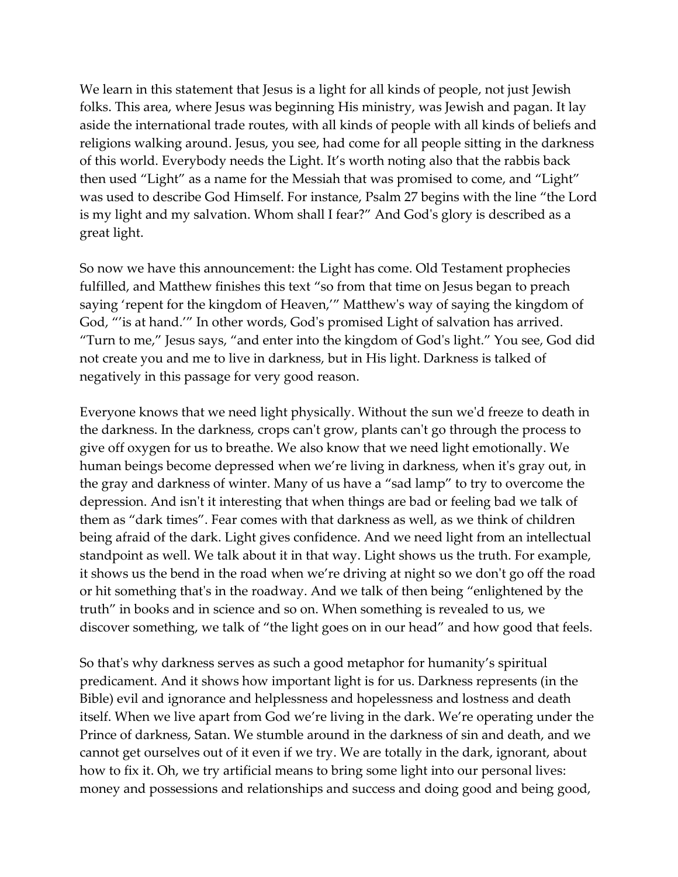We learn in this statement that Jesus is a light for all kinds of people, not just Jewish folks. This area, where Jesus was beginning His ministry, was Jewish and pagan. It lay aside the international trade routes, with all kinds of people with all kinds of beliefs and religions walking around. Jesus, you see, had come for all people sitting in the darkness of this world. Everybody needs the Light. It's worth noting also that the rabbis back then used "Light" as a name for the Messiah that was promised to come, and "Light" was used to describe God Himself. For instance, Psalm 27 begins with the line "the Lord is my light and my salvation. Whom shall I fear?" And God's glory is described as a great light.

So now we have this announcement: the Light has come. Old Testament prophecies fulfilled, and Matthew finishes this text "so from that time on Jesus began to preach saying 'repent for the kingdom of Heaven,'" Matthew's way of saying the kingdom of God, "'is at hand.'" In other words, God's promised Light of salvation has arrived. "Turn to me," Jesus says, "and enter into the kingdom of God's light." You see, God did not create you and me to live in darkness, but in His light. Darkness is talked of negatively in this passage for very good reason.

Everyone knows that we need light physically. Without the sun we'd freeze to death in the darkness. In the darkness, crops can't grow, plants can't go through the process to give off oxygen for us to breathe. We also know that we need light emotionally. We human beings become depressed when we're living in darkness, when it's gray out, in the gray and darkness of winter. Many of us have a "sad lamp" to try to overcome the depression. And isn't it interesting that when things are bad or feeling bad we talk of them as "dark times". Fear comes with that darkness as well, as we think of children being afraid of the dark. Light gives confidence. And we need light from an intellectual standpoint as well. We talk about it in that way. Light shows us the truth. For example, it shows us the bend in the road when we're driving at night so we don't go off the road or hit something that's in the roadway. And we talk of then being "enlightened by the truth" in books and in science and so on. When something is revealed to us, we discover something, we talk of "the light goes on in our head" and how good that feels.

So that's why darkness serves as such a good metaphor for humanity's spiritual predicament. And it shows how important light is for us. Darkness represents (in the Bible) evil and ignorance and helplessness and hopelessness and lostness and death itself. When we live apart from God we're living in the dark. We're operating under the Prince of darkness, Satan. We stumble around in the darkness of sin and death, and we cannot get ourselves out of it even if we try. We are totally in the dark, ignorant, about how to fix it. Oh, we try artificial means to bring some light into our personal lives: money and possessions and relationships and success and doing good and being good,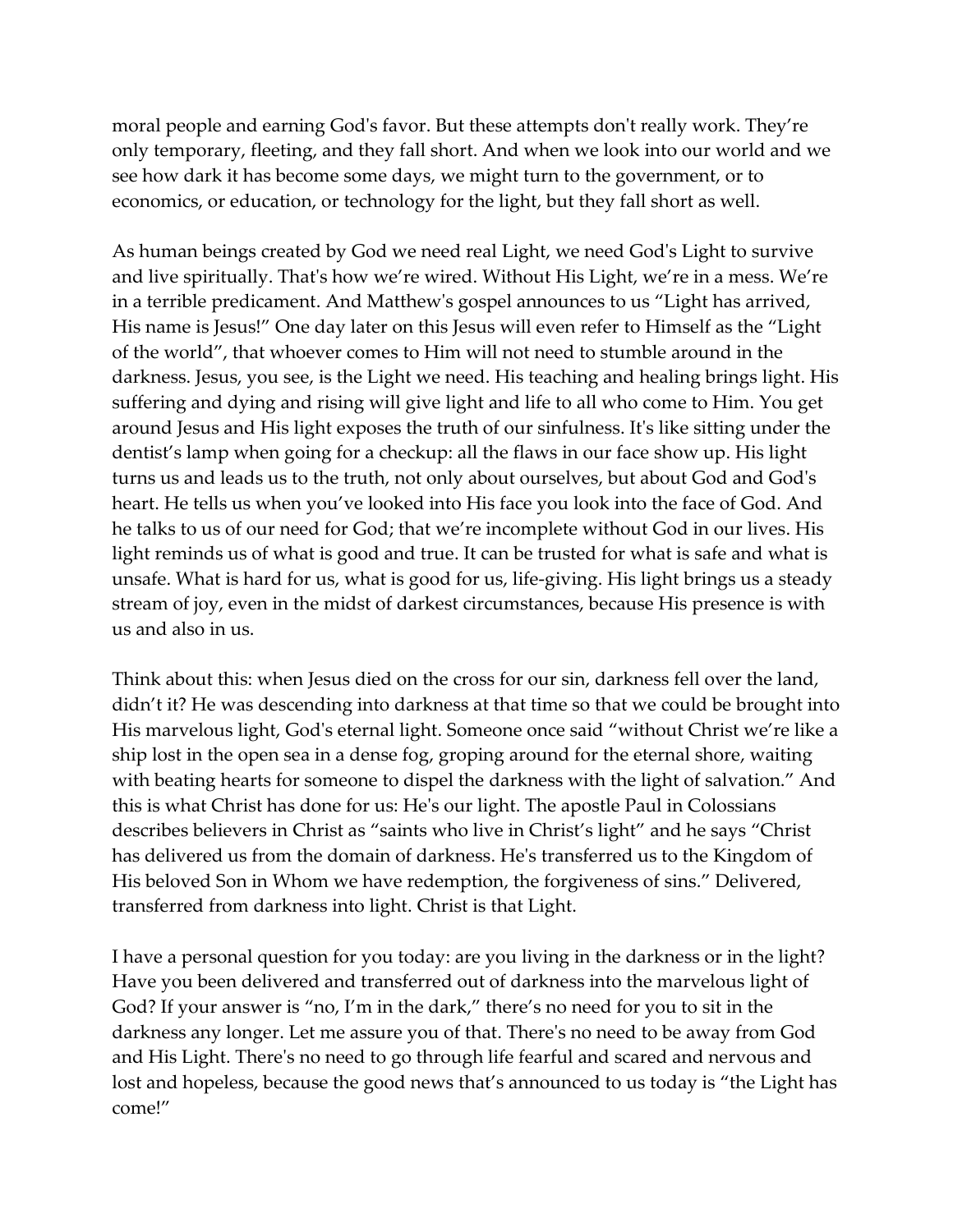moral people and earning God's favor. But these attempts don't really work. They're only temporary, fleeting, and they fall short. And when we look into our world and we see how dark it has become some days, we might turn to the government, or to economics, or education, or technology for the light, but they fall short as well.

As human beings created by God we need real Light, we need God's Light to survive and live spiritually. That's how we're wired. Without His Light, we're in a mess. We're in a terrible predicament. And Matthew's gospel announces to us "Light has arrived, His name is Jesus!" One day later on this Jesus will even refer to Himself as the "Light of the world", that whoever comes to Him will not need to stumble around in the darkness. Jesus, you see, is the Light we need. His teaching and healing brings light. His suffering and dying and rising will give light and life to all who come to Him. You get around Jesus and His light exposes the truth of our sinfulness. It's like sitting under the dentist's lamp when going for a checkup: all the flaws in our face show up. His light turns us and leads us to the truth, not only about ourselves, but about God and God's heart. He tells us when you've looked into His face you look into the face of God. And he talks to us of our need for God; that we're incomplete without God in our lives. His light reminds us of what is good and true. It can be trusted for what is safe and what is unsafe. What is hard for us, what is good for us, life-giving. His light brings us a steady stream of joy, even in the midst of darkest circumstances, because His presence is with us and also in us.

Think about this: when Jesus died on the cross for our sin, darkness fell over the land, didn't it? He was descending into darkness at that time so that we could be brought into His marvelous light, God's eternal light. Someone once said "without Christ we're like a ship lost in the open sea in a dense fog, groping around for the eternal shore, waiting with beating hearts for someone to dispel the darkness with the light of salvation." And this is what Christ has done for us: He's our light. The apostle Paul in Colossians describes believers in Christ as "saints who live in Christ's light" and he says "Christ has delivered us from the domain of darkness. He's transferred us to the Kingdom of His beloved Son in Whom we have redemption, the forgiveness of sins." Delivered, transferred from darkness into light. Christ is that Light.

I have a personal question for you today: are you living in the darkness or in the light? Have you been delivered and transferred out of darkness into the marvelous light of God? If your answer is "no, I'm in the dark," there's no need for you to sit in the darkness any longer. Let me assure you of that. There's no need to be away from God and His Light. There's no need to go through life fearful and scared and nervous and lost and hopeless, because the good news that's announced to us today is "the Light has come!"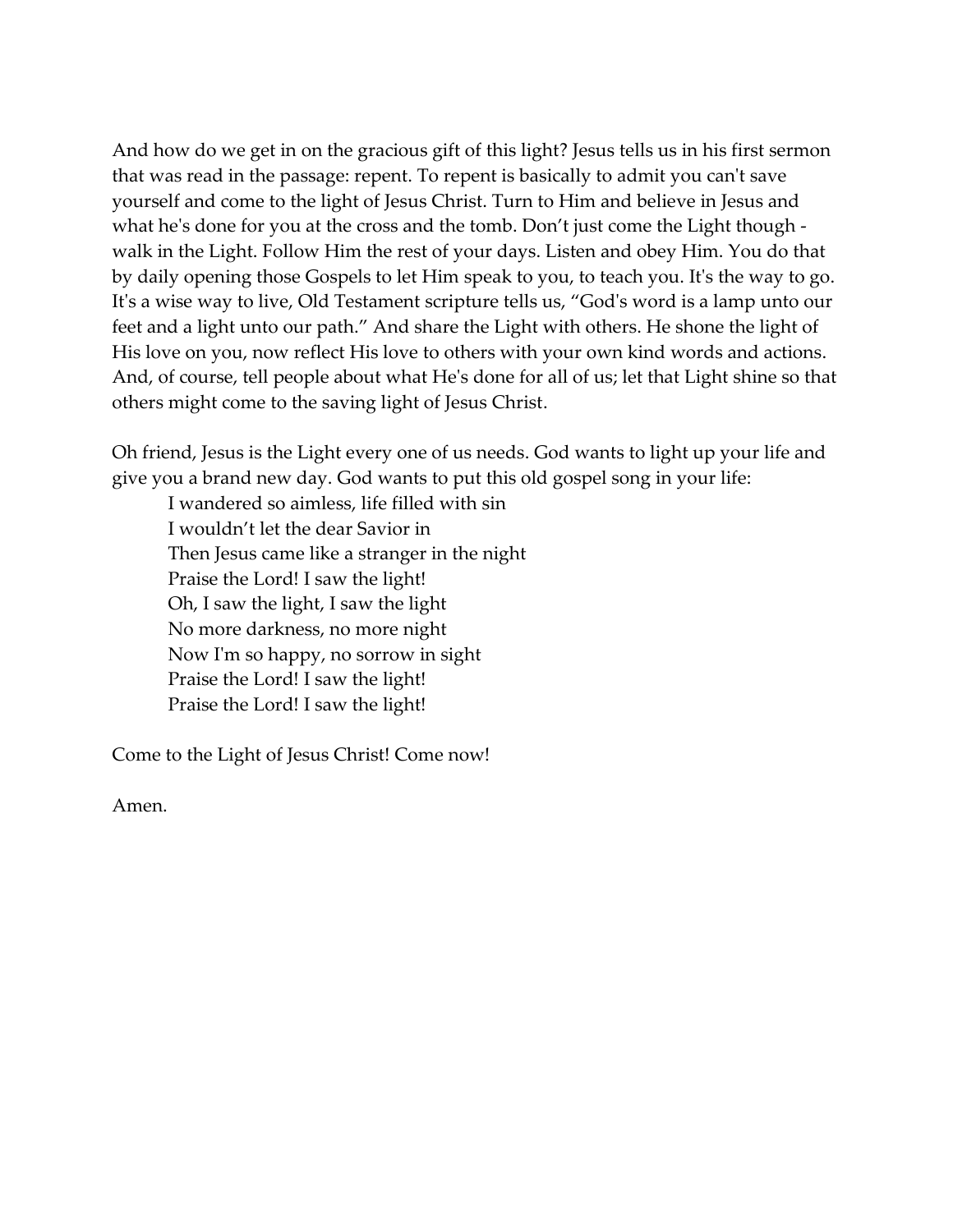And how do we get in on the gracious gift of this light? Jesus tells us in his first sermon that was read in the passage: repent. To repent is basically to admit you can't save yourself and come to the light of Jesus Christ. Turn to Him and believe in Jesus and what he's done for you at the cross and the tomb. Don't just come the Light though - walk in the Light. Follow Him the rest of your days. Listen and obey Him. You do that by daily opening those Gospels to let Him speak to you, to teach you. It's the way to go. It's a wise way to live, Old Testament scripture tells us, "God's word is a lamp unto our feet and a light unto our path." And share the Light with others. He shone the light of His love on you, now reflect His love to others with your own kind words and actions. And, of course, tell people about what He's done for all of us; let that Light shine so that others might come to the saving light of Jesus Christ.

Oh friend, Jesus is the Light every one of us needs. God wants to light up your life and give you a brand new day. God wants to put this old gospel song in your life:

> I wandered so aimless, life filled with sin
> I wouldn't let the dear Savior in
> Then Jesus came like a stranger in the night
> Praise the Lord! I saw the light!
> Oh, I saw the light, I saw the light
> No more darkness, no more night
> Now I'm so happy, no sorrow in sight
> Praise the Lord! I saw the light!
> Praise the Lord! I saw the light!

Come to the Light of Jesus Christ! Come now!

Amen.